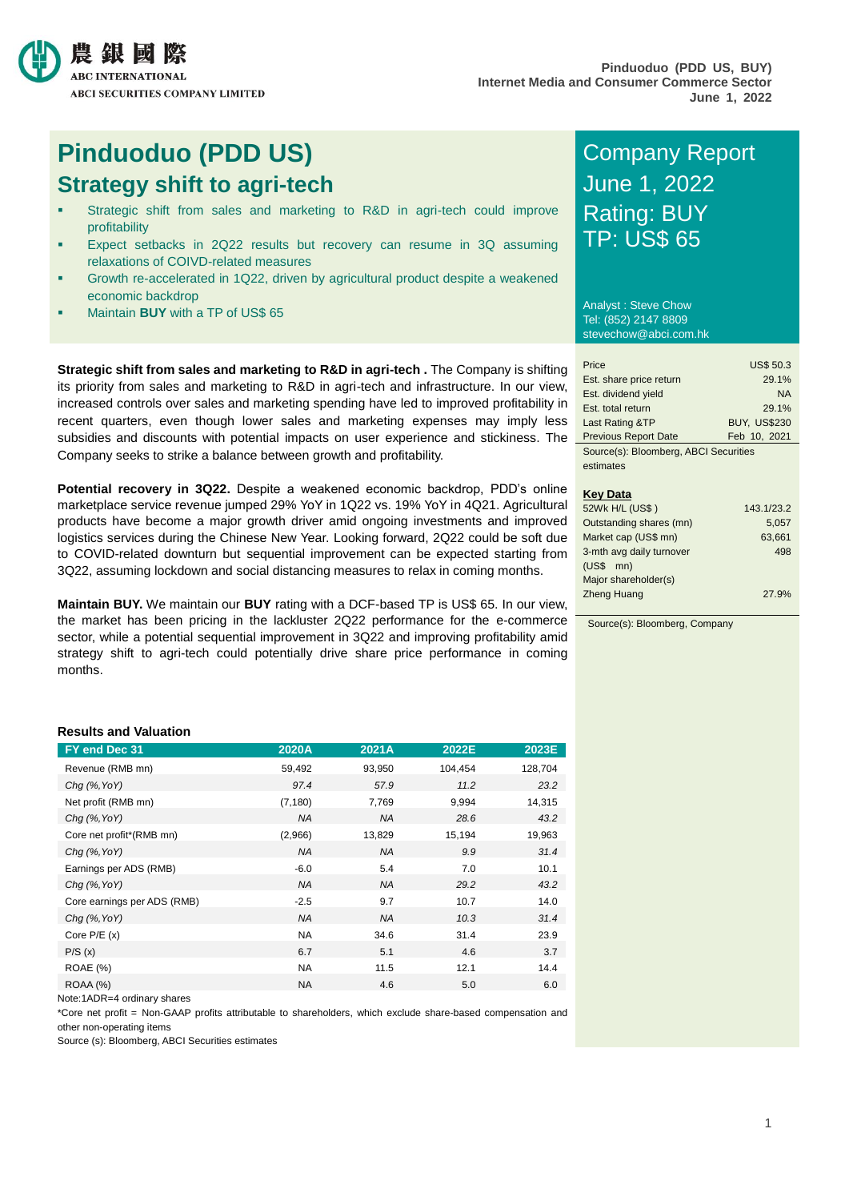農銀國際
ABC INTERNATIONAL
ABCI SECURITIES COMPANY LIMITED

Pinduoduo (PDD US, BUY)
Internet Media and Consumer Commerce Sector
June 1, 2022

# Pinduoduo (PDD US)
## Strategy shift to agri-tech

- Strategic shift from sales and marketing to R&D in agri-tech could improve profitability
- Expect setbacks in 2Q22 results but recovery can resume in 3Q assuming relaxations of COIVD-related measures
- Growth re-accelerated in 1Q22, driven by agricultural product despite a weakened economic backdrop
- Maintain **BUY** with a TP of US$ 65

Company Report
June 1, 2022
Rating: BUY
TP: US$ 65

Analyst : Steve Chow
Tel: (852) 2147 8809
stevechow@abci.com.hk

| | |
|---|---|
| Price | US$ 50.3 |
| Est. share price return | 29.1% |
| Est. dividend yield | NA |
| Est. total return | 29.1% |
| Last Rating &TP | BUY, US$230 |
| Previous Report Date | Feb 10, 2021 |

Source(s): Bloomberg, ABCI Securities estimates

**Key Data**

| | |
|---|---|
| 52Wk H/L (US$ ) | 143.1/23.2 |
| Outstanding shares (mn) | 5,057 |
| Market cap (US$ mn) | 63,661 |
| 3-mth avg daily turnover (US$ mn) | 498 |
| Major shareholder(s) | |
| Zheng Huang | 27.9% |

Source(s): Bloomberg, Company

**Strategic shift from sales and marketing to R&D in agri-tech .** The Company is shifting its priority from sales and marketing to R&D in agri-tech and infrastructure. In our view, increased controls over sales and marketing spending have led to improved profitability in recent quarters, even though lower sales and marketing expenses may imply less subsidies and discounts with potential impacts on user experience and stickiness. The Company seeks to strike a balance between growth and profitability.

**Potential recovery in 3Q22.** Despite a weakened economic backdrop, PDD's online marketplace service revenue jumped 29% YoY in 1Q22 vs. 19% YoY in 4Q21. Agricultural products have become a major growth driver amid ongoing investments and improved logistics services during the Chinese New Year. Looking forward, 2Q22 could be soft due to COVID-related downturn but sequential improvement can be expected starting from 3Q22, assuming lockdown and social distancing measures to relax in coming months.

**Maintain BUY.** We maintain our **BUY** rating with a DCF-based TP is US$ 65. In our view, the market has been pricing in the lackluster 2Q22 performance for the e-commerce sector, while a potential sequential improvement in 3Q22 and improving profitability amid strategy shift to agri-tech could potentially drive share price performance in coming months.

**Results and Valuation**

| FY end Dec 31 | 2020A | 2021A | 2022E | 2023E |
|---|---|---|---|---|
| Revenue (RMB mn) | 59,492 | 93,950 | 104,454 | 128,704 |
| *Chg (%,YoY)* | *97.4* | *57.9* | *11.2* | *23.2* |
| Net profit (RMB mn) | (7,180) | 7,769 | 9,994 | 14,315 |
| *Chg (%,YoY)* | *NA* | *NA* | *28.6* | *43.2* |
| Core net profit*(RMB mn) | (2,966) | 13,829 | 15,194 | 19,963 |
| *Chg (%,YoY)* | *NA* | *NA* | *9.9* | *31.4* |
| Earnings per ADS (RMB) | -6.0 | 5.4 | 7.0 | 10.1 |
| *Chg (%,YoY)* | *NA* | *NA* | *29.2* | *43.2* |
| Core earnings per ADS (RMB) | -2.5 | 9.7 | 10.7 | 14.0 |
| *Chg (%,YoY)* | *NA* | *NA* | *10.3* | *31.4* |
| Core P/E (x) | NA | 34.6 | 31.4 | 23.9 |
| P/S (x) | 6.7 | 5.1 | 4.6 | 3.7 |
| ROAE (%) | NA | 11.5 | 12.1 | 14.4 |
| ROAA (%) | NA | 4.6 | 5.0 | 6.0 |

Note:1ADR=4 ordinary shares

*Core net profit = Non-GAAP profits attributable to shareholders, which exclude share-based compensation and other non-operating items

Source (s): Bloomberg, ABCI Securities estimates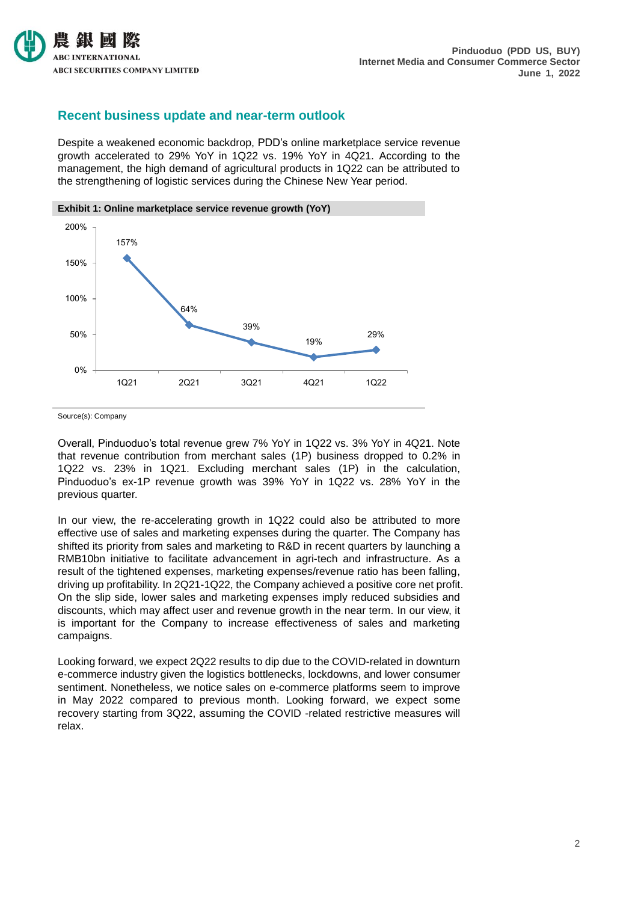## Recent business update and near-term outlook

Despite a weakened economic backdrop, PDD's online marketplace service revenue growth accelerated to 29% YoY in 1Q22 vs. 19% YoY in 4Q21. According to the management, the high demand of agricultural products in 1Q22 can be attributed to the strengthening of logistic services during the Chinese New Year period.

**Exhibit 1: Online marketplace service revenue growth (YoY)**

| Quarter | YoY growth |
|---|---|
| 1Q21 | 157% |
| 2Q21 | 64% |
| 3Q21 | 39% |
| 4Q21 | 19% |
| 1Q22 | 29% |

Source(s): Company

Overall, Pinduoduo's total revenue grew 7% YoY in 1Q22 vs. 3% YoY in 4Q21. Note that revenue contribution from merchant sales (1P) business dropped to 0.2% in 1Q22 vs. 23% in 1Q21. Excluding merchant sales (1P) in the calculation, Pinduoduo's ex-1P revenue growth was 39% YoY in 1Q22 vs. 28% YoY in the previous quarter.

In our view, the re-accelerating growth in 1Q22 could also be attributed to more effective use of sales and marketing expenses during the quarter. The Company has shifted its priority from sales and marketing to R&D in recent quarters by launching a RMB10bn initiative to facilitate advancement in agri-tech and infrastructure. As a result of the tightened expenses, marketing expenses/revenue ratio has been falling, driving up profitability. In 2Q21-1Q22, the Company achieved a positive core net profit. On the slip side, lower sales and marketing expenses imply reduced subsidies and discounts, which may affect user and revenue growth in the near term. In our view, it is important for the Company to increase effectiveness of sales and marketing campaigns.

Looking forward, we expect 2Q22 results to dip due to the COVID-related in downturn e-commerce industry given the logistics bottlenecks, lockdowns, and lower consumer sentiment. Nonetheless, we notice sales on e-commerce platforms seem to improve in May 2022 compared to previous month. Looking forward, we expect some recovery starting from 3Q22, assuming the COVID -related restrictive measures will relax.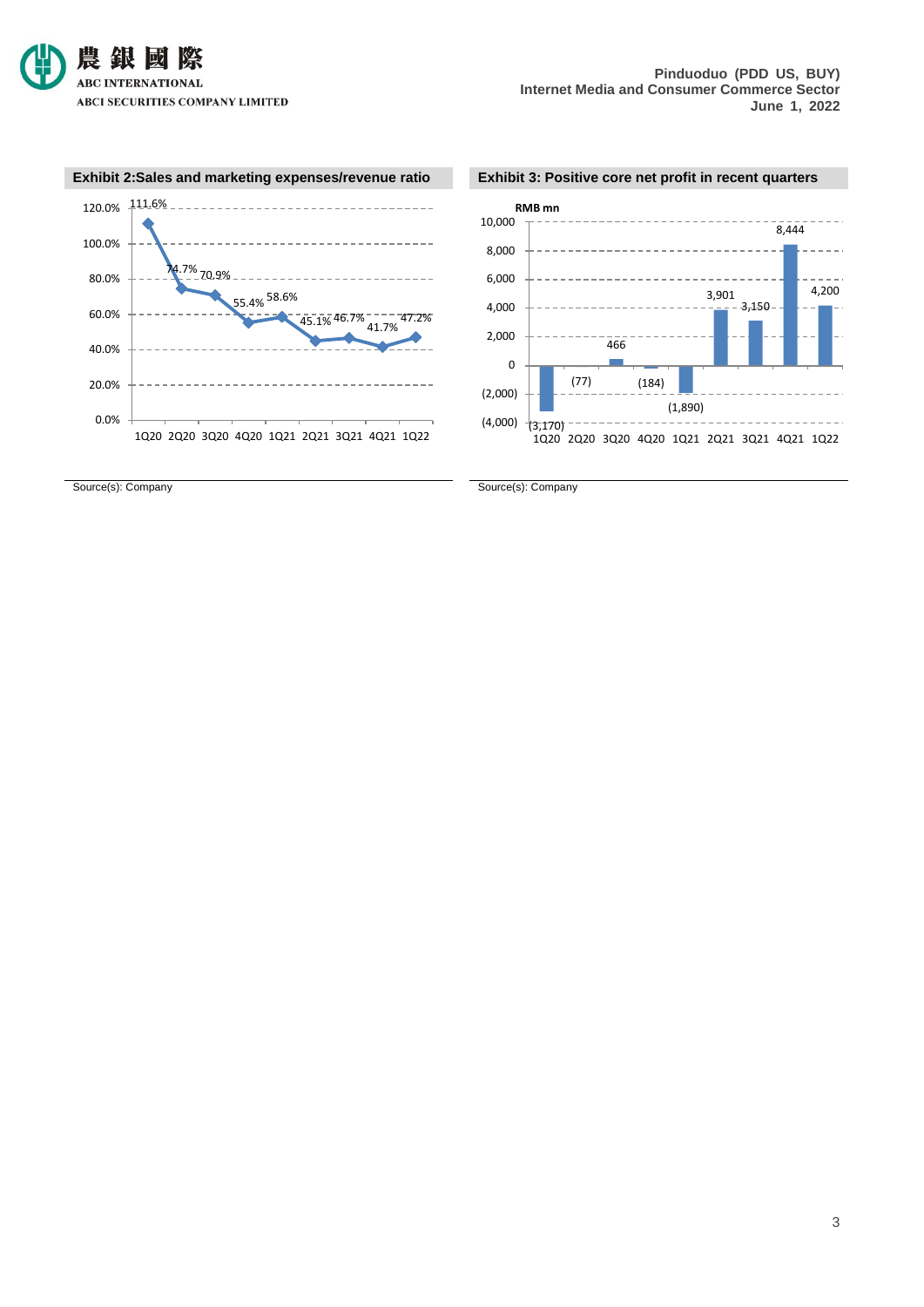**Exhibit 2:Sales and marketing expenses/revenue ratio**

| Quarter | Ratio |
|---|---|
| 1Q20 | 111.6% |
| 2Q20 | 74.7% |
| 3Q20 | 70.9% |
| 4Q20 | 55.4% |
| 1Q21 | 58.6% |
| 2Q21 | 45.1% |
| 3Q21 | 46.7% |
| 4Q21 | 41.7% |
| 1Q22 | 47.2% |

Source(s): Company

**Exhibit 3: Positive core net profit in recent quarters**

| Quarter | RMB mn |
|---|---|
| 1Q20 | (3,170) |
| 2Q20 | (77) |
| 3Q20 | 466 |
| 4Q20 | (184) |
| 1Q21 | (1,890) |
| 2Q21 | 3,901 |
| 3Q21 | 3,150 |
| 4Q21 | 8,444 |
| 1Q22 | 4,200 |

Source(s): Company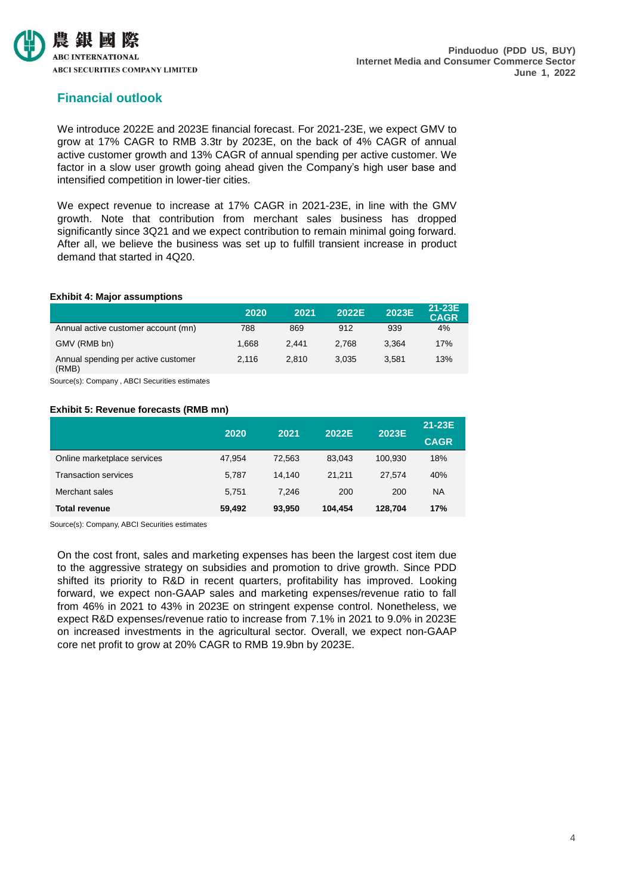## Financial outlook

We introduce 2022E and 2023E financial forecast. For 2021-23E, we expect GMV to grow at 17% CAGR to RMB 3.3tr by 2023E, on the back of 4% CAGR of annual active customer growth and 13% CAGR of annual spending per active customer. We factor in a slow user growth going ahead given the Company's high user base and intensified competition in lower-tier cities.

We expect revenue to increase at 17% CAGR in 2021-23E, in line with the GMV growth. Note that contribution from merchant sales business has dropped significantly since 3Q21 and we expect contribution to remain minimal going forward. After all, we believe the business was set up to fulfill transient increase in product demand that started in 4Q20.

**Exhibit 4: Major assumptions**

| | 2020 | 2021 | 2022E | 2023E | 21-23E CAGR |
|---|---|---|---|---|---|
| Annual active customer account (mn) | 788 | 869 | 912 | 939 | 4% |
| GMV (RMB bn) | 1,668 | 2,441 | 2,768 | 3,364 | 17% |
| Annual spending per active customer (RMB) | 2,116 | 2,810 | 3,035 | 3,581 | 13% |

Source(s): Company , ABCI Securities estimates

**Exhibit 5: Revenue forecasts (RMB mn)**

| | 2020 | 2021 | 2022E | 2023E | 21-23E CAGR |
|---|---|---|---|---|---|
| Online marketplace services | 47,954 | 72,563 | 83,043 | 100,930 | 18% |
| Transaction services | 5,787 | 14,140 | 21,211 | 27,574 | 40% |
| Merchant sales | 5,751 | 7,246 | 200 | 200 | NA |
| **Total revenue** | **59,492** | **93,950** | **104,454** | **128,704** | **17%** |

Source(s): Company, ABCI Securities estimates

On the cost front, sales and marketing expenses has been the largest cost item due to the aggressive strategy on subsidies and promotion to drive growth. Since PDD shifted its priority to R&D in recent quarters, profitability has improved. Looking forward, we expect non-GAAP sales and marketing expenses/revenue ratio to fall from 46% in 2021 to 43% in 2023E on stringent expense control. Nonetheless, we expect R&D expenses/revenue ratio to increase from 7.1% in 2021 to 9.0% in 2023E on increased investments in the agricultural sector. Overall, we expect non-GAAP core net profit to grow at 20% CAGR to RMB 19.9bn by 2023E.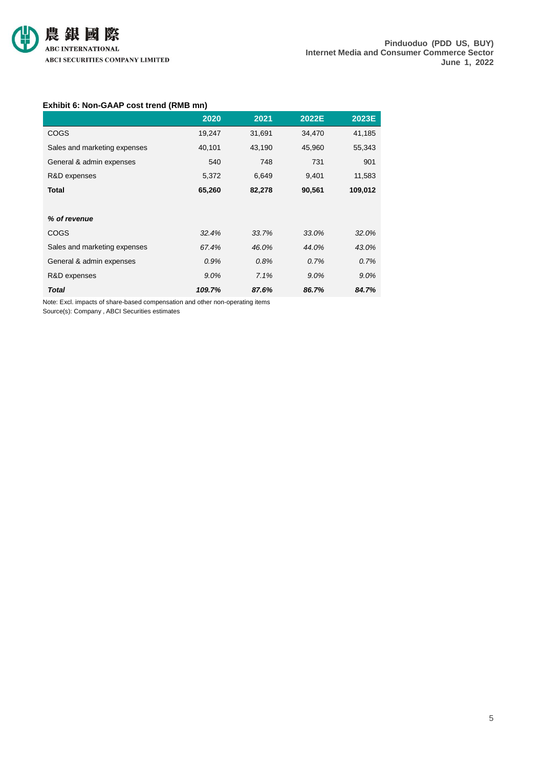**Exhibit 6: Non-GAAP cost trend (RMB mn)**

| | 2020 | 2021 | 2022E | 2023E |
|---|---|---|---|---|
| COGS | 19,247 | 31,691 | 34,470 | 41,185 |
| Sales and marketing expenses | 40,101 | 43,190 | 45,960 | 55,343 |
| General & admin expenses | 540 | 748 | 731 | 901 |
| R&D expenses | 5,372 | 6,649 | 9,401 | 11,583 |
| **Total** | **65,260** | **82,278** | **90,561** | **109,012** |
| | | | | |
| ***% of revenue*** | | | | |
| COGS | *32.4%* | *33.7%* | *33.0%* | *32.0%* |
| Sales and marketing expenses | *67.4%* | *46.0%* | *44.0%* | *43.0%* |
| General & admin expenses | *0.9%* | *0.8%* | *0.7%* | *0.7%* |
| R&D expenses | *9.0%* | *7.1%* | *9.0%* | *9.0%* |
| ***Total*** | ***109.7%*** | ***87.6%*** | ***86.7%*** | ***84.7%*** |

Note: Excl. impacts of share-based compensation and other non-operating items

Source(s): Company , ABCI Securities estimates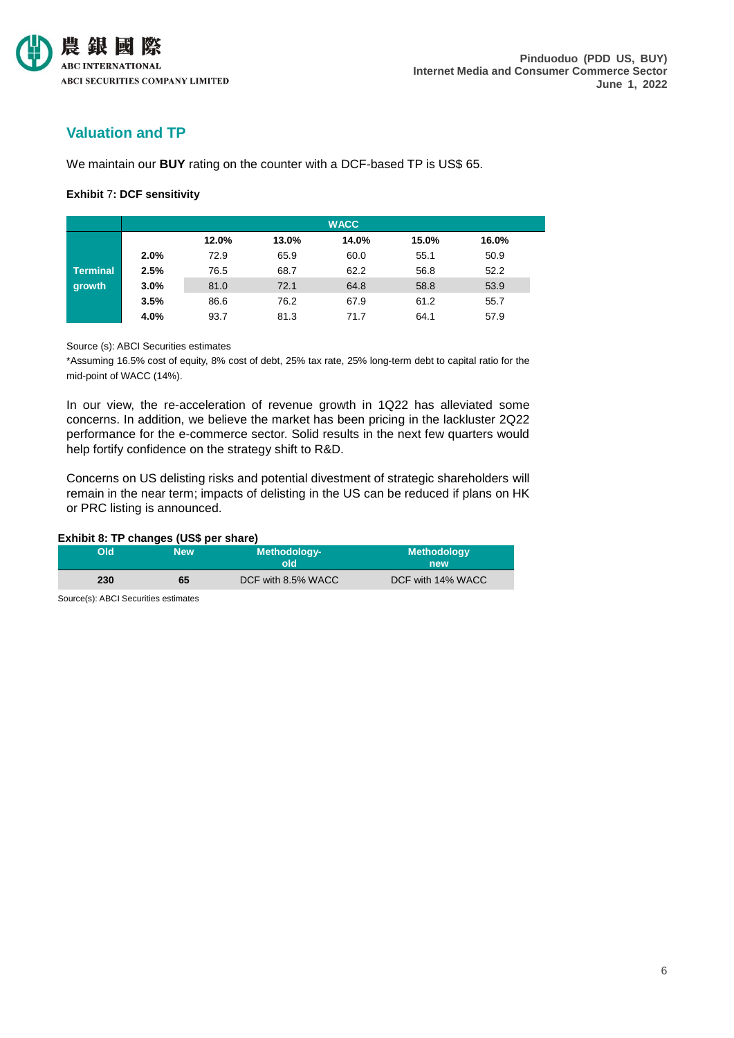## Valuation and TP

We maintain our **BUY** rating on the counter with a DCF-based TP is US$ 65.

**Exhibit 7: DCF sensitivity**

| | | WACC | | | | |
|---|---|---|---|---|---|---|
| | | 12.0% | 13.0% | 14.0% | 15.0% | 16.0% |
| Terminal growth | 2.0% | 72.9 | 65.9 | 60.0 | 55.1 | 50.9 |
| | 2.5% | 76.5 | 68.7 | 62.2 | 56.8 | 52.2 |
| | 3.0% | 81.0 | 72.1 | 64.8 | 58.8 | 53.9 |
| | 3.5% | 86.6 | 76.2 | 67.9 | 61.2 | 55.7 |
| | 4.0% | 93.7 | 81.3 | 71.7 | 64.1 | 57.9 |

Source (s): ABCI Securities estimates

*Assuming 16.5% cost of equity, 8% cost of debt, 25% tax rate, 25% long-term debt to capital ratio for the mid-point of WACC (14%).

In our view, the re-acceleration of revenue growth in 1Q22 has alleviated some concerns. In addition, we believe the market has been pricing in the lackluster 2Q22 performance for the e-commerce sector. Solid results in the next few quarters would help fortify confidence on the strategy shift to R&D.

Concerns on US delisting risks and potential divestment of strategic shareholders will remain in the near term; impacts of delisting in the US can be reduced if plans on HK or PRC listing is announced.

**Exhibit 8: TP changes (US$ per share)**

| Old | New | Methodology-old | Methodology new |
|---|---|---|---|
| 230 | 65 | DCF with 8.5% WACC | DCF with 14% WACC |

Source(s): ABCI Securities estimates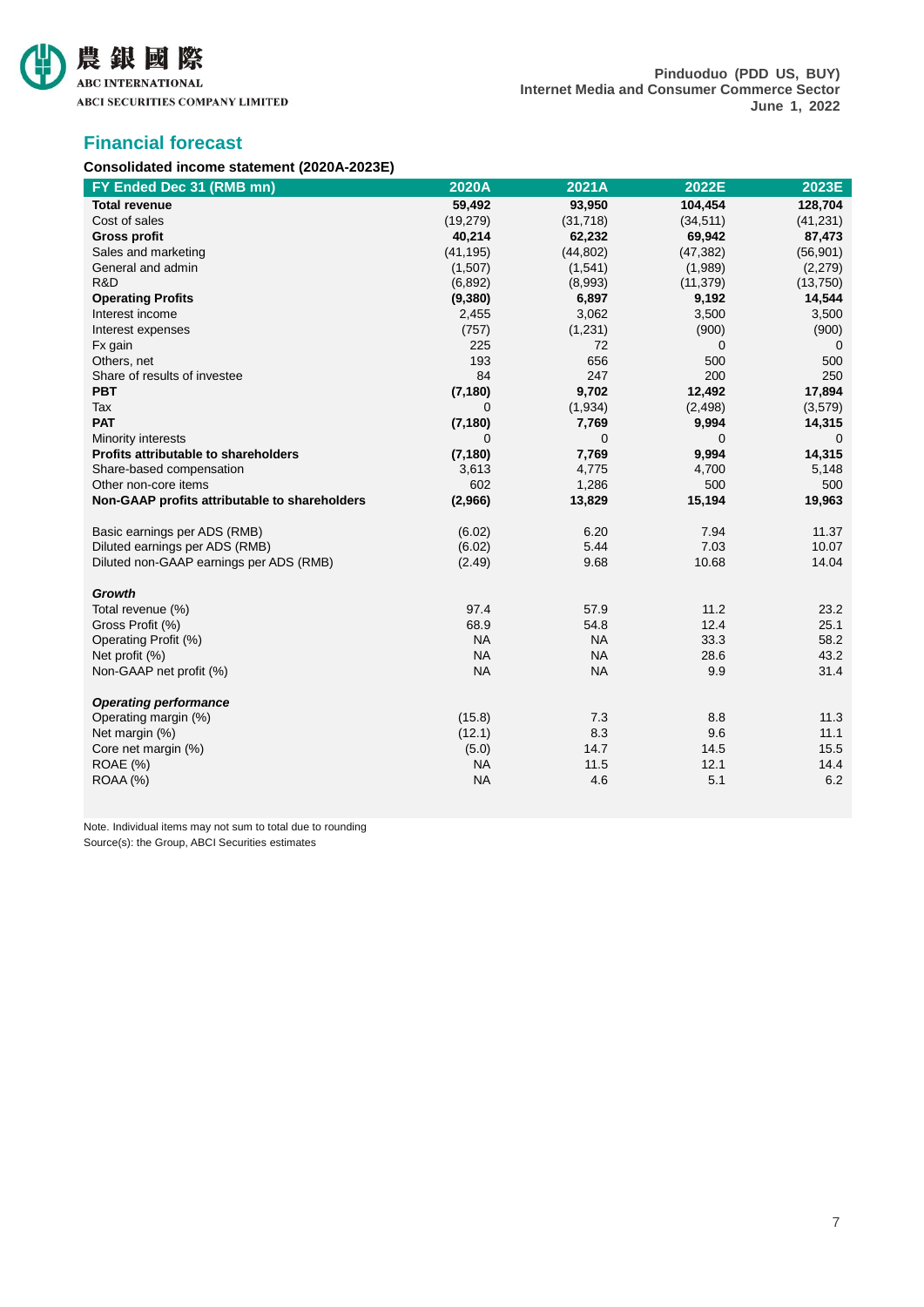## Financial forecast

**Consolidated income statement (2020A-2023E)**

| FY Ended Dec 31 (RMB mn) | 2020A | 2021A | 2022E | 2023E |
|---|---|---|---|---|
| **Total revenue** | **59,492** | **93,950** | **104,454** | **128,704** |
| Cost of sales | (19,279) | (31,718) | (34,511) | (41,231) |
| **Gross profit** | **40,214** | **62,232** | **69,942** | **87,473** |
| Sales and marketing | (41,195) | (44,802) | (47,382) | (56,901) |
| General and admin | (1,507) | (1,541) | (1,989) | (2,279) |
| R&D | (6,892) | (8,993) | (11,379) | (13,750) |
| **Operating Profits** | **(9,380)** | **6,897** | **9,192** | **14,544** |
| Interest income | 2,455 | 3,062 | 3,500 | 3,500 |
| Interest expenses | (757) | (1,231) | (900) | (900) |
| Fx gain | 225 | 72 | 0 | 0 |
| Others, net | 193 | 656 | 500 | 500 |
| Share of results of investee | 84 | 247 | 200 | 250 |
| **PBT** | **(7,180)** | **9,702** | **12,492** | **17,894** |
| Tax | 0 | (1,934) | (2,498) | (3,579) |
| **PAT** | **(7,180)** | **7,769** | **9,994** | **14,315** |
| Minority interests | 0 | 0 | 0 | 0 |
| **Profits attributable to shareholders** | **(7,180)** | **7,769** | **9,994** | **14,315** |
| Share-based compensation | 3,613 | 4,775 | 4,700 | 5,148 |
| Other non-core items | 602 | 1,286 | 500 | 500 |
| **Non-GAAP profits attributable to shareholders** | **(2,966)** | **13,829** | **15,194** | **19,963** |
| | | | | |
| Basic earnings per ADS (RMB) | (6.02) | 6.20 | 7.94 | 11.37 |
| Diluted earnings per ADS (RMB) | (6.02) | 5.44 | 7.03 | 10.07 |
| Diluted non-GAAP earnings per ADS (RMB) | (2.49) | 9.68 | 10.68 | 14.04 |
| | | | | |
| ***Growth*** | | | | |
| Total revenue (%) | 97.4 | 57.9 | 11.2 | 23.2 |
| Gross Profit (%) | 68.9 | 54.8 | 12.4 | 25.1 |
| Operating Profit (%) | NA | NA | 33.3 | 58.2 |
| Net profit (%) | NA | NA | 28.6 | 43.2 |
| Non-GAAP net profit (%) | NA | NA | 9.9 | 31.4 |
| | | | | |
| ***Operating performance*** | | | | |
| Operating margin (%) | (15.8) | 7.3 | 8.8 | 11.3 |
| Net margin (%) | (12.1) | 8.3 | 9.6 | 11.1 |
| Core net margin (%) | (5.0) | 14.7 | 14.5 | 15.5 |
| ROAE (%) | NA | 11.5 | 12.1 | 14.4 |
| ROAA (%) | NA | 4.6 | 5.1 | 6.2 |

Note. Individual items may not sum to total due to rounding

Source(s): the Group, ABCI Securities estimates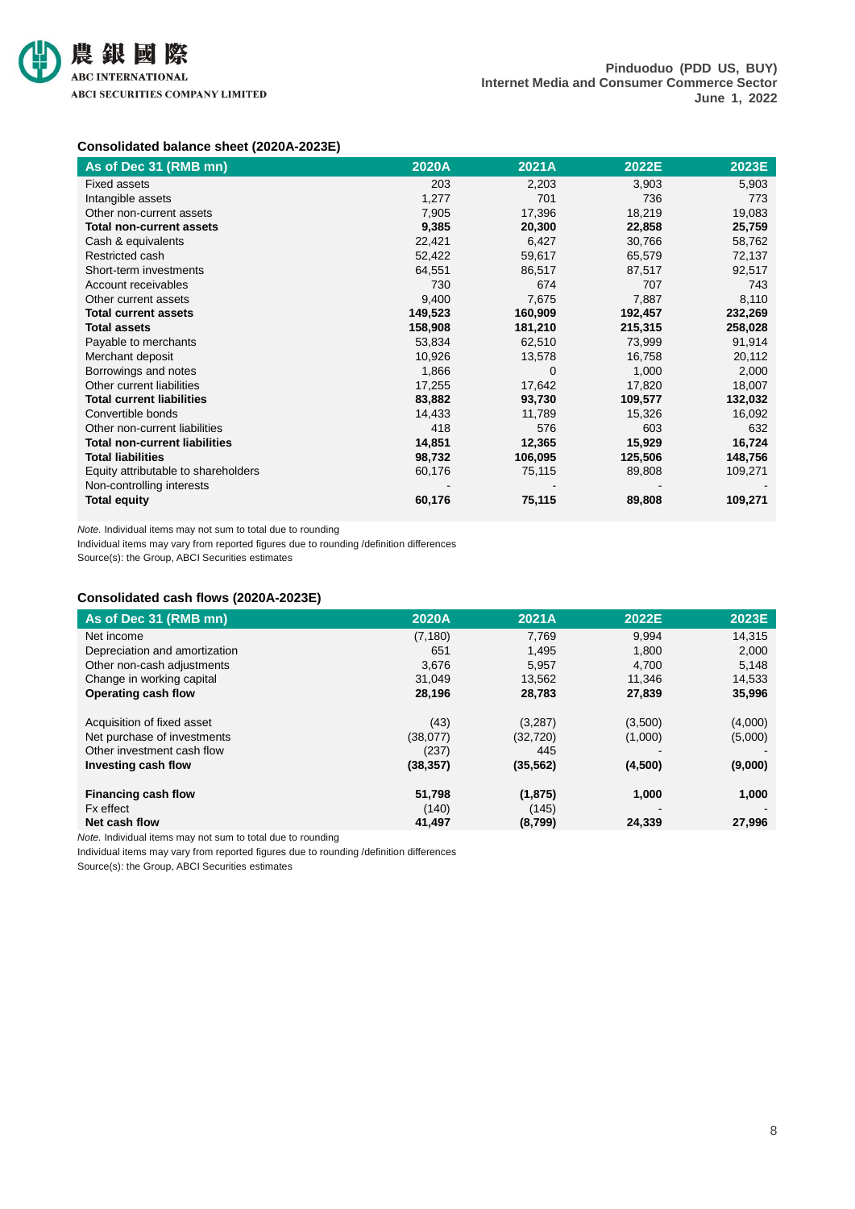### Consolidated balance sheet (2020A-2023E)

| As of Dec 31 (RMB mn) | 2020A | 2021A | 2022E | 2023E |
|---|---|---|---|---|
| Fixed assets | 203 | 2,203 | 3,903 | 5,903 |
| Intangible assets | 1,277 | 701 | 736 | 773 |
| Other non-current assets | 7,905 | 17,396 | 18,219 | 19,083 |
| **Total non-current assets** | **9,385** | **20,300** | **22,858** | **25,759** |
| Cash & equivalents | 22,421 | 6,427 | 30,766 | 58,762 |
| Restricted cash | 52,422 | 59,617 | 65,579 | 72,137 |
| Short-term investments | 64,551 | 86,517 | 87,517 | 92,517 |
| Account receivables | 730 | 674 | 707 | 743 |
| Other current assets | 9,400 | 7,675 | 7,887 | 8,110 |
| **Total current assets** | **149,523** | **160,909** | **192,457** | **232,269** |
| **Total assets** | **158,908** | **181,210** | **215,315** | **258,028** |
| Payable to merchants | 53,834 | 62,510 | 73,999 | 91,914 |
| Merchant deposit | 10,926 | 13,578 | 16,758 | 20,112 |
| Borrowings and notes | 1,866 | 0 | 1,000 | 2,000 |
| Other current liabilities | 17,255 | 17,642 | 17,820 | 18,007 |
| **Total current liabilities** | **83,882** | **93,730** | **109,577** | **132,032** |
| Convertible bonds | 14,433 | 11,789 | 15,326 | 16,092 |
| Other non-current liabilities | 418 | 576 | 603 | 632 |
| **Total non-current liabilities** | **14,851** | **12,365** | **15,929** | **16,724** |
| **Total liabilities** | **98,732** | **106,095** | **125,506** | **148,756** |
| Equity attributable to shareholders | 60,176 | 75,115 | 89,808 | 109,271 |
| Non-controlling interests | - | - | - | - |
| **Total equity** | **60,176** | **75,115** | **89,808** | **109,271** |

*Note.* Individual items may not sum to total due to rounding

Individual items may vary from reported figures due to rounding /definition differences

Source(s): the Group, ABCI Securities estimates

### Consolidated cash flows (2020A-2023E)

| As of Dec 31 (RMB mn) | 2020A | 2021A | 2022E | 2023E |
|---|---|---|---|---|
| Net income | (7,180) | 7,769 | 9,994 | 14,315 |
| Depreciation and amortization | 651 | 1,495 | 1,800 | 2,000 |
| Other non-cash adjustments | 3,676 | 5,957 | 4,700 | 5,148 |
| Change in working capital | 31,049 | 13,562 | 11,346 | 14,533 |
| **Operating cash flow** | **28,196** | **28,783** | **27,839** | **35,996** |
| | | | | |
| Acquisition of fixed asset | (43) | (3,287) | (3,500) | (4,000) |
| Net purchase of investments | (38,077) | (32,720) | (1,000) | (5,000) |
| Other investment cash flow | (237) | 445 | - | - |
| **Investing cash flow** | **(38,357)** | **(35,562)** | **(4,500)** | **(9,000)** |
| | | | | |
| **Financing cash flow** | **51,798** | **(1,875)** | **1,000** | **1,000** |
| Fx effect | (140) | (145) | - | - |
| **Net cash flow** | **41,497** | **(8,799)** | **24,339** | **27,996** |

*Note.* Individual items may not sum to total due to rounding

Individual items may vary from reported figures due to rounding /definition differences

Source(s): the Group, ABCI Securities estimates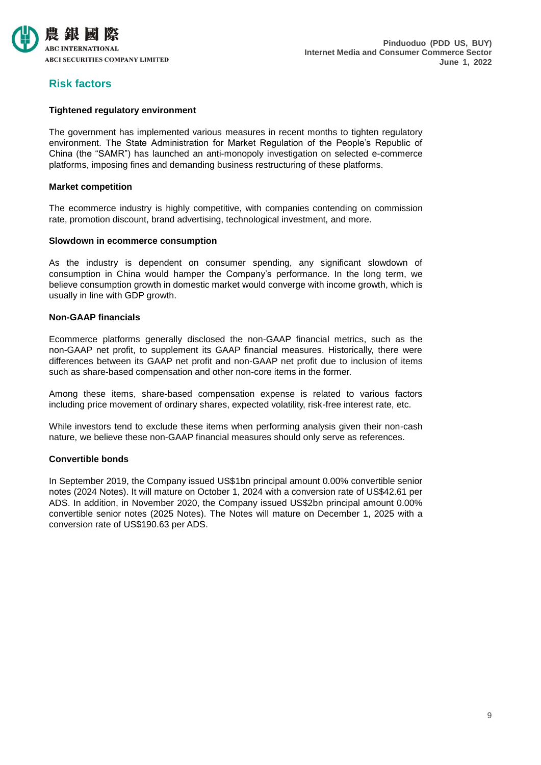## Risk factors

**Tightened regulatory environment**

The government has implemented various measures in recent months to tighten regulatory environment. The State Administration for Market Regulation of the People's Republic of China (the "SAMR") has launched an anti-monopoly investigation on selected e-commerce platforms, imposing fines and demanding business restructuring of these platforms.

**Market competition**

The ecommerce industry is highly competitive, with companies contending on commission rate, promotion discount, brand advertising, technological investment, and more.

**Slowdown in ecommerce consumption**

As the industry is dependent on consumer spending, any significant slowdown of consumption in China would hamper the Company's performance. In the long term, we believe consumption growth in domestic market would converge with income growth, which is usually in line with GDP growth.

**Non-GAAP financials**

Ecommerce platforms generally disclosed the non-GAAP financial metrics, such as the non-GAAP net profit, to supplement its GAAP financial measures. Historically, there were differences between its GAAP net profit and non-GAAP net profit due to inclusion of items such as share-based compensation and other non-core items in the former.

Among these items, share-based compensation expense is related to various factors including price movement of ordinary shares, expected volatility, risk-free interest rate, etc.

While investors tend to exclude these items when performing analysis given their non-cash nature, we believe these non-GAAP financial measures should only serve as references.

**Convertible bonds**

In September 2019, the Company issued US$1bn principal amount 0.00% convertible senior notes (2024 Notes). It will mature on October 1, 2024 with a conversion rate of US$42.61 per ADS. In addition, in November 2020, the Company issued US$2bn principal amount 0.00% convertible senior notes (2025 Notes). The Notes will mature on December 1, 2025 with a conversion rate of US$190.63 per ADS.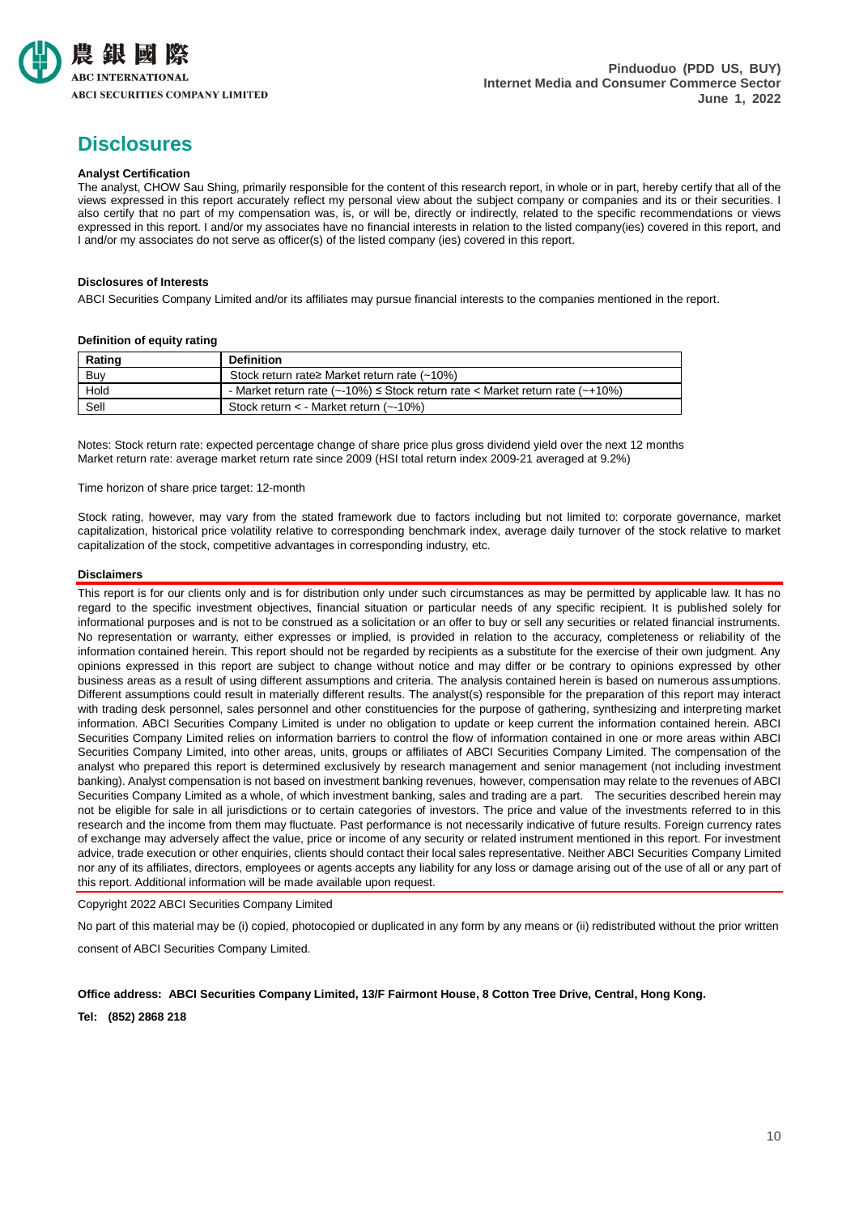# Disclosures

**Analyst Certification**

The analyst, CHOW Sau Shing, primarily responsible for the content of this research report, in whole or in part, hereby certify that all of the views expressed in this report accurately reflect my personal view about the subject company or companies and its or their securities. I also certify that no part of my compensation was, is, or will be, directly or indirectly, related to the specific recommendations or views expressed in this report. I and/or my associates have no financial interests in relation to the listed company(ies) covered in this report, and I and/or my associates do not serve as officer(s) of the listed company (ies) covered in this report.

**Disclosures of Interests**

ABCI Securities Company Limited and/or its affiliates may pursue financial interests to the companies mentioned in the report.

**Definition of equity rating**

| Rating | Definition |
|---|---|
| Buy | Stock return rate≥ Market return rate (~10%) |
| Hold | - Market return rate (~-10%) ≤ Stock return rate < Market return rate (~+10%) |
| Sell | Stock return < - Market return (~-10%) |

Notes: Stock return rate: expected percentage change of share price plus gross dividend yield over the next 12 months
Market return rate: average market return rate since 2009 (HSI total return index 2009-21 averaged at 9.2%)

Time horizon of share price target: 12-month

Stock rating, however, may vary from the stated framework due to factors including but not limited to: corporate governance, market capitalization, historical price volatility relative to corresponding benchmark index, average daily turnover of the stock relative to market capitalization of the stock, competitive advantages in corresponding industry, etc.

**Disclaimers**

This report is for our clients only and is for distribution only under such circumstances as may be permitted by applicable law. It has no regard to the specific investment objectives, financial situation or particular needs of any specific recipient. It is published solely for informational purposes and is not to be construed as a solicitation or an offer to buy or sell any securities or related financial instruments. No representation or warranty, either expresses or implied, is provided in relation to the accuracy, completeness or reliability of the information contained herein. This report should not be regarded by recipients as a substitute for the exercise of their own judgment. Any opinions expressed in this report are subject to change without notice and may differ or be contrary to opinions expressed by other business areas as a result of using different assumptions and criteria. The analysis contained herein is based on numerous assumptions. Different assumptions could result in materially different results. The analyst(s) responsible for the preparation of this report may interact with trading desk personnel, sales personnel and other constituencies for the purpose of gathering, synthesizing and interpreting market information. ABCI Securities Company Limited is under no obligation to update or keep current the information contained herein. ABCI Securities Company Limited relies on information barriers to control the flow of information contained in one or more areas within ABCI Securities Company Limited, into other areas, units, groups or affiliates of ABCI Securities Company Limited. The compensation of the analyst who prepared this report is determined exclusively by research management and senior management (not including investment banking). Analyst compensation is not based on investment banking revenues, however, compensation may relate to the revenues of ABCI Securities Company Limited as a whole, of which investment banking, sales and trading are a part. The securities described herein may not be eligible for sale in all jurisdictions or to certain categories of investors. The price and value of the investments referred to in this research and the income from them may fluctuate. Past performance is not necessarily indicative of future results. Foreign currency rates of exchange may adversely affect the value, price or income of any security or related instrument mentioned in this report. For investment advice, trade execution or other enquiries, clients should contact their local sales representative. Neither ABCI Securities Company Limited nor any of its affiliates, directors, employees or agents accepts any liability for any loss or damage arising out of the use of all or any part of this report. Additional information will be made available upon request.

Copyright 2022 ABCI Securities Company Limited

No part of this material may be (i) copied, photocopied or duplicated in any form by any means or (ii) redistributed without the prior written consent of ABCI Securities Company Limited.

**Office address: ABCI Securities Company Limited, 13/F Fairmont House, 8 Cotton Tree Drive, Central, Hong Kong.**

**Tel: (852) 2868 218**